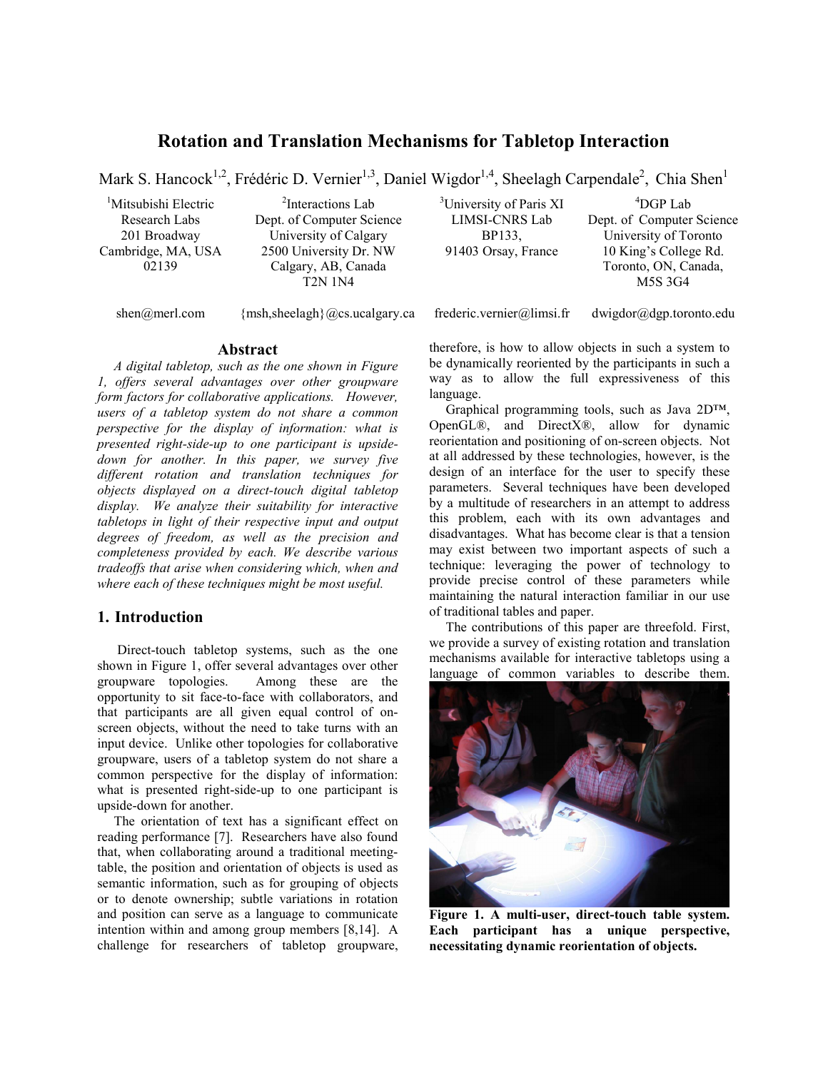# Rotation and Translation Mechanisms for Tabletop Interaction

Mark S. Hancock[1,2], Frédéric D. Vernier[1,3], Daniel Wigdor[1,4], Sheelagh Carpendale[2], Chia Shen[1]

[1]Mitsubishi Electric Research Labs
201 Broadway
Cambridge, MA, USA
02139

[2]Interactions Lab
Dept. of Computer Science
University of Calgary
2500 University Dr. NW
Calgary, AB, Canada
T2N 1N4

[3]University of Paris XI
LIMSI-CNRS Lab
BP133,
91403 Orsay, France

[4]DGP Lab
Dept. of Computer Science
University of Toronto
10 King's College Rd.
Toronto, ON, Canada,
M5S 3G4

shen@merl.com {msh,sheelagh}@cs.ucalgary.ca frederic.vernier@limsi.fr dwigdor@dgp.toronto.edu

## Abstract

*A digital tabletop, such as the one shown in Figure 1, offers several advantages over other groupware form factors for collaborative applications. However, users of a tabletop system do not share a common perspective for the display of information: what is presented right-side-up to one participant is upside-down for another. In this paper, we survey five different rotation and translation techniques for objects displayed on a direct-touch digital tabletop display. We analyze their suitability for interactive tabletops in light of their respective input and output degrees of freedom, as well as the precision and completeness provided by each. We describe various tradeoffs that arise when considering which, when and where each of these techniques might be most useful.*

## 1. Introduction

Direct-touch tabletop systems, such as the one shown in Figure 1, offer several advantages over other groupware topologies. Among these are the opportunity to sit face-to-face with collaborators, and that participants are all given equal control of on-screen objects, without the need to take turns with an input device. Unlike other topologies for collaborative groupware, users of a tabletop system do not share a common perspective for the display of information: what is presented right-side-up to one participant is upside-down for another.

The orientation of text has a significant effect on reading performance [7]. Researchers have also found that, when collaborating around a traditional meeting-table, the position and orientation of objects is used as semantic information, such as for grouping of objects or to denote ownership; subtle variations in rotation and position can serve as a language to communicate intention within and among group members [8,14]. A challenge for researchers of tabletop groupware, therefore, is how to allow objects in such a system to be dynamically reoriented by the participants in such a way as to allow the full expressiveness of this language.

Graphical programming tools, such as Java 2D™, OpenGL®, and DirectX®, allow for dynamic reorientation and positioning of on-screen objects. Not at all addressed by these technologies, however, is the design of an interface for the user to specify these parameters. Several techniques have been developed by a multitude of researchers in an attempt to address this problem, each with its own advantages and disadvantages. What has become clear is that a tension may exist between two important aspects of such a technique: leveraging the power of technology to provide precise control of these parameters while maintaining the natural interaction familiar in our use of traditional tables and paper.

The contributions of this paper are threefold. First, we provide a survey of existing rotation and translation mechanisms available for interactive tabletops using a language of common variables to describe them.

**Figure 1. A multi-user, direct-touch table system. Each participant has a unique perspective, necessitating dynamic reorientation of objects.**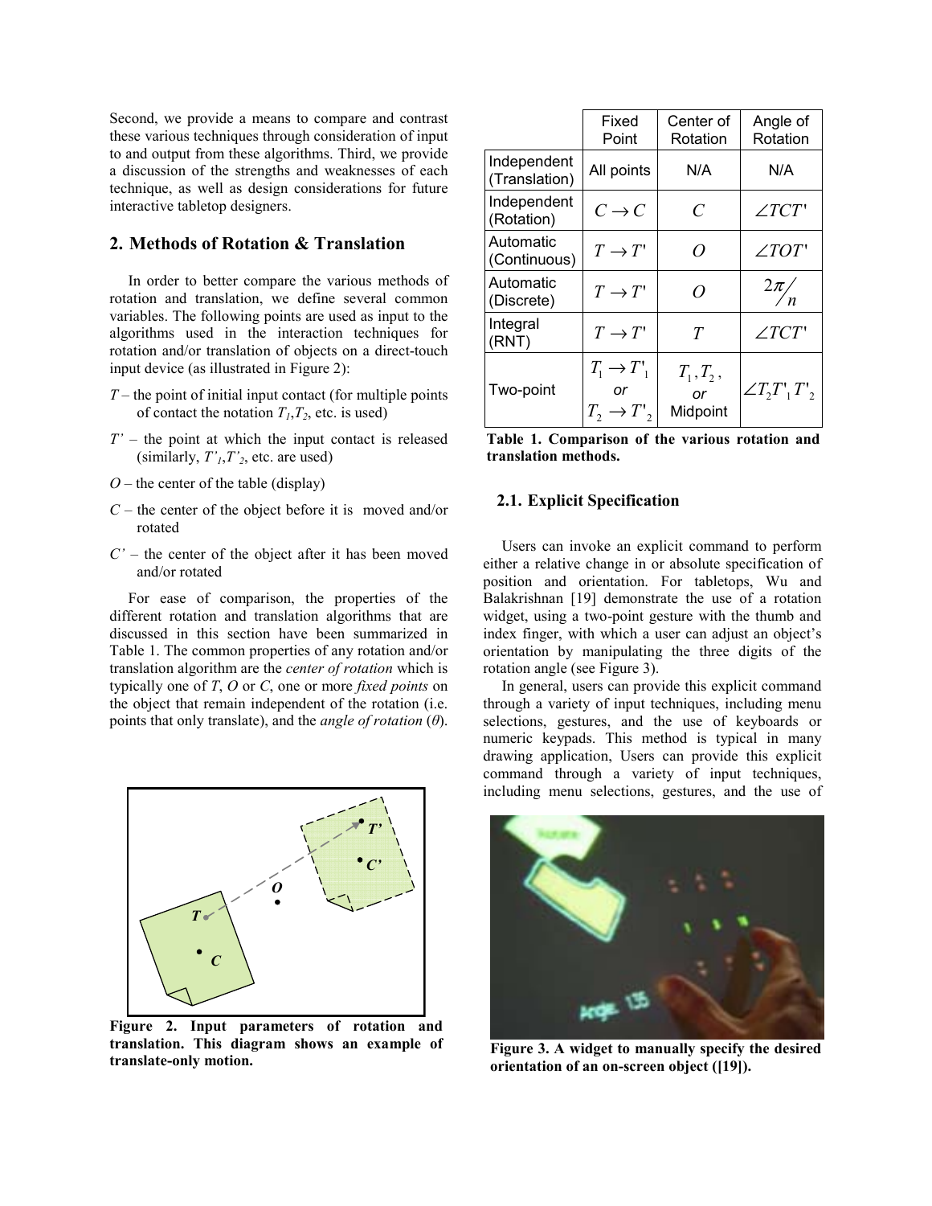Second, we provide a means to compare and contrast these various techniques through consideration of input to and output from these algorithms. Third, we provide a discussion of the strengths and weaknesses of each technique, as well as design considerations for future interactive tabletop designers.

## 2. Methods of Rotation & Translation

In order to better compare the various methods of rotation and translation, we define several common variables. The following points are used as input to the algorithms used in the interaction techniques for rotation and/or translation of objects on a direct-touch input device (as illustrated in Figure 2):

- $T$ – the point of initial input contact (for multiple points of contact the notation $T_1$,$T_2$, etc. is used)
- $T'$ – the point at which the input contact is released (similarly, $T'_1$,$T'_2$, etc. are used)
- $O$ – the center of the table (display)
- $C$ – the center of the object before it is moved and/or rotated
- $C'$ – the center of the object after it has been moved and/or rotated

For ease of comparison, the properties of the different rotation and translation algorithms that are discussed in this section have been summarized in Table 1. The common properties of any rotation and/or translation algorithm are the *center of rotation* which is typically one of $T$, $O$ or $C$, one or more *fixed points* on the object that remain independent of the rotation (i.e. points that only translate), and the *angle of rotation* ($\theta$).

Figure 2. Input parameters of rotation and translation. This diagram shows an example of translate-only motion.

| | Fixed Point | Center of Rotation | Angle of Rotation |
|---|---|---|---|
| Independent (Translation) | All points | N/A | N/A |
| Independent (Rotation) | $C \to C$ | $C$ | $\angle TCT'$ |
| Automatic (Continuous) | $T \to T'$ | $O$ | $\angle TOT'$ |
| Automatic (Discrete) | $T \to T'$ | $O$ | $2\pi/n$ |
| Integral (RNT) | $T \to T'$ | $T$ | $\angle TCT'$ |
| Two-point | $T_1 \to T'_1$ or $T_2 \to T'_2$ | $T_1, T_2$, or Midpoint | $\angle T_2 T'_1 T'_2$ |

**Table 1. Comparison of the various rotation and translation methods.**

### 2.1. Explicit Specification

Users can invoke an explicit command to perform either a relative change in or absolute specification of position and orientation. For tabletops, Wu and Balakrishnan [19] demonstrate the use of a rotation widget, using a two-point gesture with the thumb and index finger, with which a user can adjust an object's orientation by manipulating the three digits of the rotation angle (see Figure 3).

In general, users can provide this explicit command through a variety of input techniques, including menu selections, gestures, and the use of keyboards or numeric keypads. This method is typical in many drawing application, Users can provide this explicit command through a variety of input techniques, including menu selections, gestures, and the use of

**Figure 3. A widget to manually specify the desired orientation of an on-screen object ([19]).**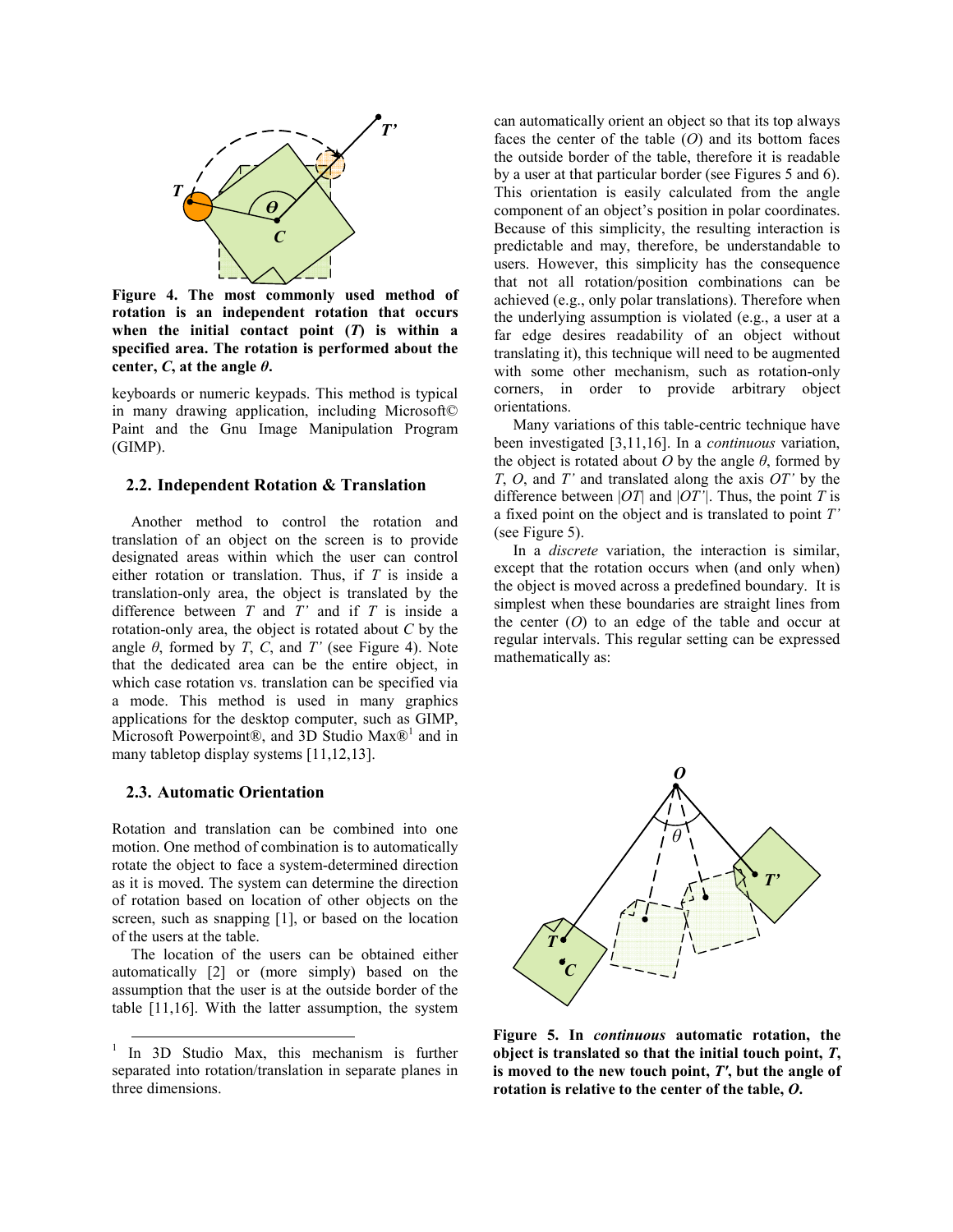**Figure 4. The most commonly used method of rotation is an independent rotation that occurs when the initial contact point (*T*) is within a specified area. The rotation is performed about the center, *C*, at the angle *θ*.**

keyboards or numeric keypads. This method is typical in many drawing application, including Microsoft© Paint and the Gnu Image Manipulation Program (GIMP).

### 2.2. Independent Rotation & Translation

Another method to control the rotation and translation of an object on the screen is to provide designated areas within which the user can control either rotation or translation. Thus, if *T* is inside a translation-only area, the object is translated by the difference between *T* and *T'* and if *T* is inside a rotation-only area, the object is rotated about *C* by the angle *θ*, formed by *T*, *C*, and *T'* (see Figure 4). Note that the dedicated area can be the entire object, in which case rotation vs. translation can be specified via a mode. This method is used in many graphics applications for the desktop computer, such as GIMP, Microsoft Powerpoint®, and 3D Studio Max®[1] and in many tabletop display systems [11,12,13].

### 2.3. Automatic Orientation

Rotation and translation can be combined into one motion. One method of combination is to automatically rotate the object to face a system-determined direction as it is moved. The system can determine the direction of rotation based on location of other objects on the screen, such as snapping [1], or based on the location of the users at the table.

The location of the users can be obtained either automatically [2] or (more simply) based on the assumption that the user is at the outside border of the table [11,16]. With the latter assumption, the system can automatically orient an object so that its top always faces the center of the table (*O*) and its bottom faces the outside border of the table, therefore it is readable by a user at that particular border (see Figures 5 and 6). This orientation is easily calculated from the angle component of an object's position in polar coordinates. Because of this simplicity, the resulting interaction is predictable and may, therefore, be understandable to users. However, this simplicity has the consequence that not all rotation/position combinations can be achieved (e.g., only polar translations). Therefore when the underlying assumption is violated (e.g., a user at a far edge desires readability of an object without translating it), this technique will need to be augmented with some other mechanism, such as rotation-only corners, in order to provide arbitrary object orientations.

Many variations of this table-centric technique have been investigated [3,11,16]. In a *continuous* variation, the object is rotated about *O* by the angle *θ*, formed by *T*, *O*, and *T'* and translated along the axis *OT'* by the difference between |*OT*| and |*OT'*|. Thus, the point *T* is a fixed point on the object and is translated to point *T'* (see Figure 5).

In a *discrete* variation, the interaction is similar, except that the rotation occurs when (and only when) the object is moved across a predefined boundary. It is simplest when these boundaries are straight lines from the center (*O*) to an edge of the table and occur at regular intervals. This regular setting can be expressed mathematically as:

**Figure 5. In *continuous* automatic rotation, the object is translated so that the initial touch point, *T*, is moved to the new touch point, *T'*, but the angle of rotation is relative to the center of the table, *O*.**

[1] In 3D Studio Max, this mechanism is further separated into rotation/translation in separate planes in three dimensions.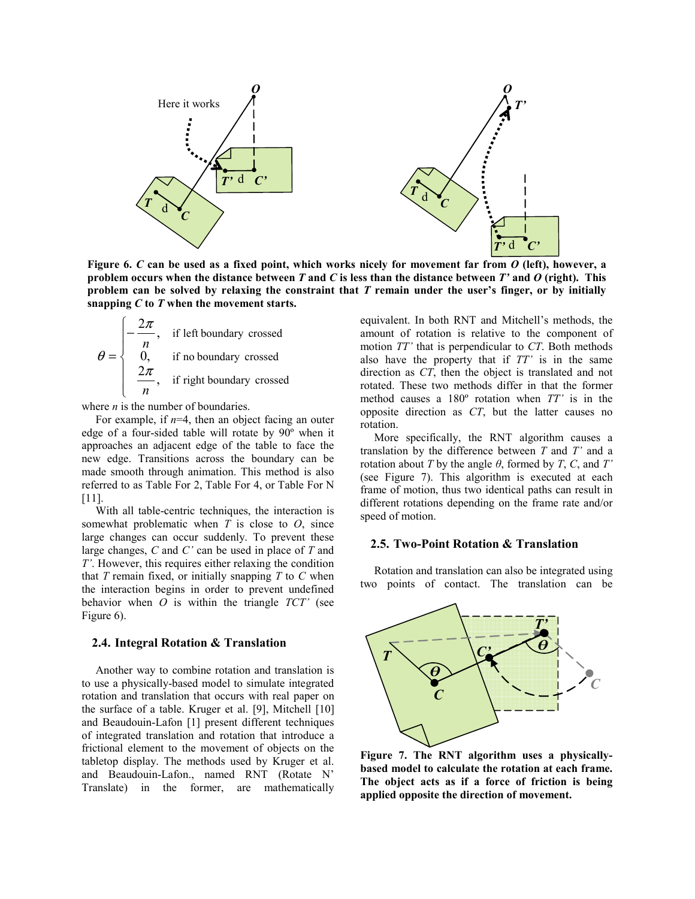**Figure 6. *C* can be used as a fixed point, which works nicely for movement far from *O* (left), however, a problem occurs when the distance between *T* and *C* is less than the distance between *T'* and *O* (right). This problem can be solved by relaxing the constraint that *T* remain under the user's finger, or by initially snapping *C* to *T* when the movement starts.**

$$\theta = \begin{cases} -\dfrac{2\pi}{n}, & \text{if left boundary crossed} \\ 0, & \text{if no boundary crossed} \\ \dfrac{2\pi}{n}, & \text{if right boundary crossed} \end{cases}$$

where $n$ is the number of boundaries.

For example, if $n$=4, then an object facing an outer edge of a four-sided table will rotate by 90º when it approaches an adjacent edge of the table to face the new edge. Transitions across the boundary can be made smooth through animation. This method is also referred to as Table For 2, Table For 4, or Table For N [11].

With all table-centric techniques, the interaction is somewhat problematic when *T* is close to *O*, since large changes can occur suddenly. To prevent these large changes, *C* and *C'* can be used in place of *T* and *T'*. However, this requires either relaxing the condition that *T* remain fixed, or initially snapping *T* to *C* when the interaction begins in order to prevent undefined behavior when *O* is within the triangle *TCT'* (see Figure 6).

### 2.4. Integral Rotation & Translation

Another way to combine rotation and translation is to use a physically-based model to simulate integrated rotation and translation that occurs with real paper on the surface of a table. Kruger et al. [9], Mitchell [10] and Beaudouin-Lafon [1] present different techniques of integrated translation and rotation that introduce a frictional element to the movement of objects on the tabletop display. The methods used by Kruger et al. and Beaudouin-Lafon., named RNT (Rotate N' Translate) in the former, are mathematically equivalent. In both RNT and Mitchell's methods, the amount of rotation is relative to the component of motion *TT'* that is perpendicular to *CT*. Both methods also have the property that if *TT'* is in the same direction as *CT*, then the object is translated and not rotated. These two methods differ in that the former method causes a 180º rotation when *TT'* is in the opposite direction as *CT*, but the latter causes no rotation.

More specifically, the RNT algorithm causes a translation by the difference between *T* and *T'* and a rotation about *T* by the angle *θ*, formed by *T*, *C*, and *T'* (see Figure 7). This algorithm is executed at each frame of motion, thus two identical paths can result in different rotations depending on the frame rate and/or speed of motion.

### 2.5. Two-Point Rotation & Translation

Rotation and translation can also be integrated using two points of contact. The translation can be

**Figure 7. The RNT algorithm uses a physically-based model to calculate the rotation at each frame. The object acts as if a force of friction is being applied opposite the direction of movement.**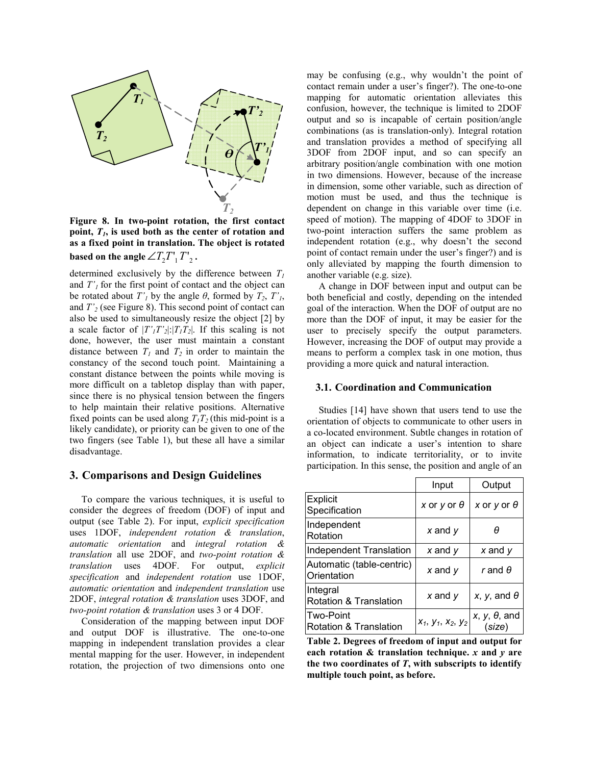**Figure 8. In two-point rotation, the first contact point, $T_1$, is used both as the center of rotation and as a fixed point in translation. The object is rotated based on the angle $\angle T_2 T'_1 T'_2$.**

determined exclusively by the difference between $T_1$ and $T'_1$ for the first point of contact and the object can be rotated about $T'_1$ by the angle $\theta$, formed by $T_2$, $T'_1$, and $T'_2$ (see Figure 8). This second point of contact can also be used to simultaneously resize the object [2] by a scale factor of $|T'_1T'_2|:|T_1T_2|$. If this scaling is not done, however, the user must maintain a constant distance between $T_1$ and $T_2$ in order to maintain the constancy of the second touch point. Maintaining a constant distance between the points while moving is more difficult on a tabletop display than with paper, since there is no physical tension between the fingers to help maintain their relative positions. Alternative fixed points can be used along $T_1T_2$ (this mid-point is a likely candidate), or priority can be given to one of the two fingers (see Table 1), but these all have a similar disadvantage.

## 3. Comparisons and Design Guidelines

To compare the various techniques, it is useful to consider the degrees of freedom (DOF) of input and output (see Table 2). For input, *explicit specification* uses 1DOF, *independent rotation & translation*, *automatic orientation* and *integral rotation & translation* all use 2DOF, and *two-point rotation & translation* uses 4DOF. For output, *explicit specification* and *independent rotation* use 1DOF, *automatic orientation* and *independent translation* use 2DOF, *integral rotation & translation* uses 3DOF, and *two-point rotation & translation* uses 3 or 4 DOF.

Consideration of the mapping between input DOF and output DOF is illustrative. The one-to-one mapping in independent translation provides a clear mental mapping for the user. However, in independent rotation, the projection of two dimensions onto one may be confusing (e.g., why wouldn't the point of contact remain under a user's finger?). The one-to-one mapping for automatic orientation alleviates this confusion, however, the technique is limited to 2DOF output and so is incapable of certain position/angle combinations (as is translation-only). Integral rotation and translation provides a method of specifying all 3DOF from 2DOF input, and so can specify an arbitrary position/angle combination with one motion in two dimensions. However, because of the increase in dimension, some other variable, such as direction of motion must be used, and thus the technique is dependent on change in this variable over time (i.e. speed of motion). The mapping of 4DOF to 3DOF in two-point interaction suffers the same problem as independent rotation (e.g., why doesn't the second point of contact remain under the user's finger?) and is only alleviated by mapping the fourth dimension to another variable (e.g. size).

A change in DOF between input and output can be both beneficial and costly, depending on the intended goal of the interaction. When the DOF of output are no more than the DOF of input, it may be easier for the user to precisely specify the output parameters. However, increasing the DOF of output may provide a means to perform a complex task in one motion, thus providing a more quick and natural interaction.

### 3.1. Coordination and Communication

Studies [14] have shown that users tend to use the orientation of objects to communicate to other users in a co-located environment. Subtle changes in rotation of an object can indicate a user's intention to share information, to indicate territoriality, or to invite participation. In this sense, the position and angle of an

| | Input | Output |
|---|---|---|
| Explicit Specification | *x* or *y* or $\theta$ | *x* or *y* or $\theta$ |
| Independent Rotation | *x* and *y* | $\theta$ |
| Independent Translation | *x* and *y* | *x* and *y* |
| Automatic (table-centric) Orientation | *x* and *y* | *r* and $\theta$ |
| Integral Rotation & Translation | *x* and *y* | *x*, *y*, and $\theta$ |
| Two-Point Rotation & Translation | $x_1$, $y_1$, $x_2$, $y_2$ | *x*, *y*, $\theta$, and (*size*) |

**Table 2. Degrees of freedom of input and output for each rotation & translation technique. *x* and *y* are the two coordinates of *T*, with subscripts to identify multiple touch point, as before.**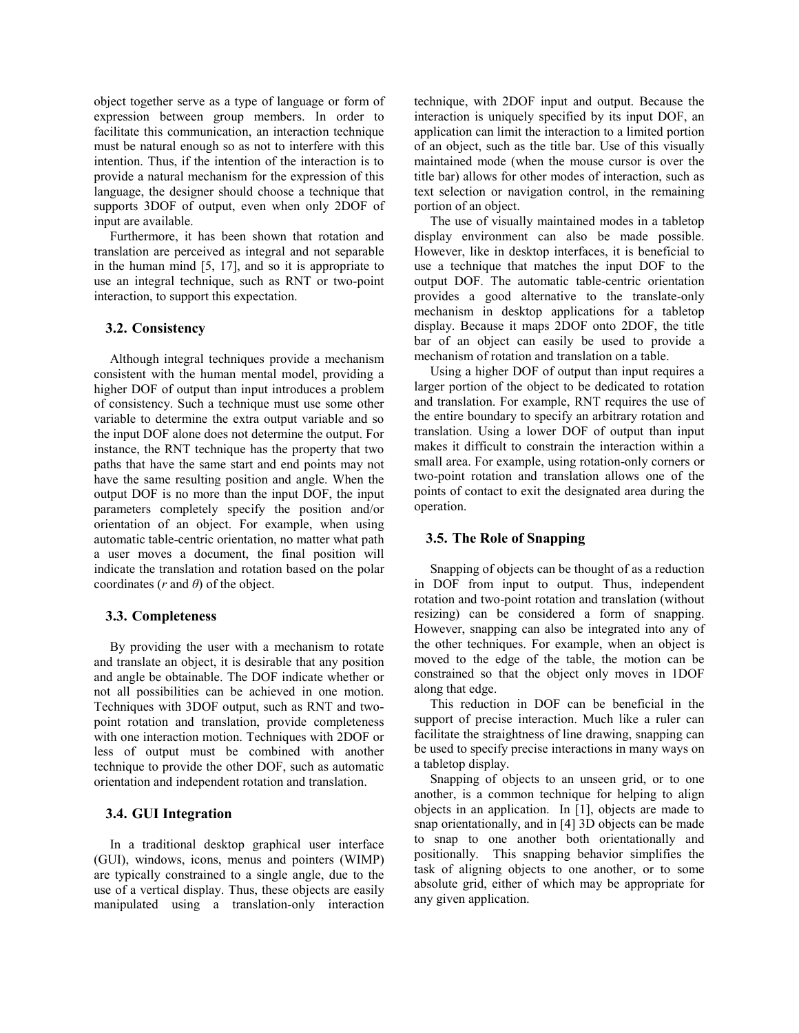object together serve as a type of language or form of expression between group members. In order to facilitate this communication, an interaction technique must be natural enough so as not to interfere with this intention. Thus, if the intention of the interaction is to provide a natural mechanism for the expression of this language, the designer should choose a technique that supports 3DOF of output, even when only 2DOF of input are available.

Furthermore, it has been shown that rotation and translation are perceived as integral and not separable in the human mind [5, 17], and so it is appropriate to use an integral technique, such as RNT or two-point interaction, to support this expectation.

### 3.2. Consistency

Although integral techniques provide a mechanism consistent with the human mental model, providing a higher DOF of output than input introduces a problem of consistency. Such a technique must use some other variable to determine the extra output variable and so the input DOF alone does not determine the output. For instance, the RNT technique has the property that two paths that have the same start and end points may not have the same resulting position and angle. When the output DOF is no more than the input DOF, the input parameters completely specify the position and/or orientation of an object. For example, when using automatic table-centric orientation, no matter what path a user moves a document, the final position will indicate the translation and rotation based on the polar coordinates ($r$ and $\theta$) of the object.

### 3.3. Completeness

By providing the user with a mechanism to rotate and translate an object, it is desirable that any position and angle be obtainable. The DOF indicate whether or not all possibilities can be achieved in one motion. Techniques with 3DOF output, such as RNT and two-point rotation and translation, provide completeness with one interaction motion. Techniques with 2DOF or less of output must be combined with another technique to provide the other DOF, such as automatic orientation and independent rotation and translation.

### 3.4. GUI Integration

In a traditional desktop graphical user interface (GUI), windows, icons, menus and pointers (WIMP) are typically constrained to a single angle, due to the use of a vertical display. Thus, these objects are easily manipulated using a translation-only interaction technique, with 2DOF input and output. Because the interaction is uniquely specified by its input DOF, an application can limit the interaction to a limited portion of an object, such as the title bar. Use of this visually maintained mode (when the mouse cursor is over the title bar) allows for other modes of interaction, such as text selection or navigation control, in the remaining portion of an object.

The use of visually maintained modes in a tabletop display environment can also be made possible. However, like in desktop interfaces, it is beneficial to use a technique that matches the input DOF to the output DOF. The automatic table-centric orientation provides a good alternative to the translate-only mechanism in desktop applications for a tabletop display. Because it maps 2DOF onto 2DOF, the title bar of an object can easily be used to provide a mechanism of rotation and translation on a table.

Using a higher DOF of output than input requires a larger portion of the object to be dedicated to rotation and translation. For example, RNT requires the use of the entire boundary to specify an arbitrary rotation and translation. Using a lower DOF of output than input makes it difficult to constrain the interaction within a small area. For example, using rotation-only corners or two-point rotation and translation allows one of the points of contact to exit the designated area during the operation.

### 3.5. The Role of Snapping

Snapping of objects can be thought of as a reduction in DOF from input to output. Thus, independent rotation and two-point rotation and translation (without resizing) can be considered a form of snapping. However, snapping can also be integrated into any of the other techniques. For example, when an object is moved to the edge of the table, the motion can be constrained so that the object only moves in 1DOF along that edge.

This reduction in DOF can be beneficial in the support of precise interaction. Much like a ruler can facilitate the straightness of line drawing, snapping can be used to specify precise interactions in many ways on a tabletop display.

Snapping of objects to an unseen grid, or to one another, is a common technique for helping to align objects in an application. In [1], objects are made to snap orientationally, and in [4] 3D objects can be made to snap to one another both orientationally and positionally. This snapping behavior simplifies the task of aligning objects to one another, or to some absolute grid, either of which may be appropriate for any given application.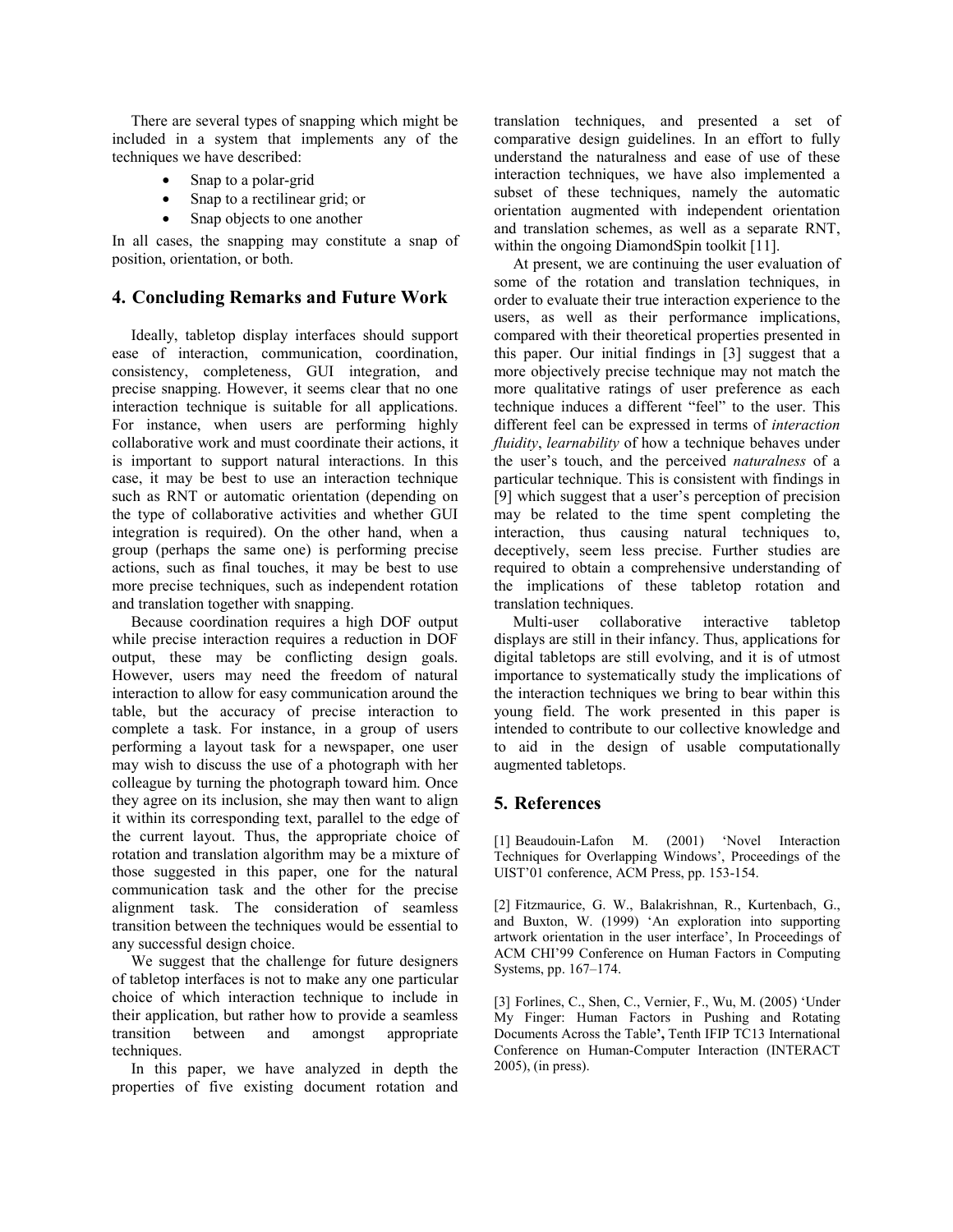There are several types of snapping which might be included in a system that implements any of the techniques we have described:

- Snap to a polar-grid
- Snap to a rectilinear grid; or
- Snap objects to one another

In all cases, the snapping may constitute a snap of position, orientation, or both.

## 4. Concluding Remarks and Future Work

Ideally, tabletop display interfaces should support ease of interaction, communication, coordination, consistency, completeness, GUI integration, and precise snapping. However, it seems clear that no one interaction technique is suitable for all applications. For instance, when users are performing highly collaborative work and must coordinate their actions, it is important to support natural interactions. In this case, it may be best to use an interaction technique such as RNT or automatic orientation (depending on the type of collaborative activities and whether GUI integration is required). On the other hand, when a group (perhaps the same one) is performing precise actions, such as final touches, it may be best to use more precise techniques, such as independent rotation and translation together with snapping.

Because coordination requires a high DOF output while precise interaction requires a reduction in DOF output, these may be conflicting design goals. However, users may need the freedom of natural interaction to allow for easy communication around the table, but the accuracy of precise interaction to complete a task. For instance, in a group of users performing a layout task for a newspaper, one user may wish to discuss the use of a photograph with her colleague by turning the photograph toward him. Once they agree on its inclusion, she may then want to align it within its corresponding text, parallel to the edge of the current layout. Thus, the appropriate choice of rotation and translation algorithm may be a mixture of those suggested in this paper, one for the natural communication task and the other for the precise alignment task. The consideration of seamless transition between the techniques would be essential to any successful design choice.

We suggest that the challenge for future designers of tabletop interfaces is not to make any one particular choice of which interaction technique to include in their application, but rather how to provide a seamless transition between and amongst appropriate techniques.

In this paper, we have analyzed in depth the properties of five existing document rotation and translation techniques, and presented a set of comparative design guidelines. In an effort to fully understand the naturalness and ease of use of these interaction techniques, we have also implemented a subset of these techniques, namely the automatic orientation augmented with independent orientation and translation schemes, as well as a separate RNT, within the ongoing DiamondSpin toolkit [11].

At present, we are continuing the user evaluation of some of the rotation and translation techniques, in order to evaluate their true interaction experience to the users, as well as their performance implications, compared with their theoretical properties presented in this paper. Our initial findings in [3] suggest that a more objectively precise technique may not match the more qualitative ratings of user preference as each technique induces a different "feel" to the user. This different feel can be expressed in terms of *interaction fluidity*, *learnability* of how a technique behaves under the user's touch, and the perceived *naturalness* of a particular technique. This is consistent with findings in [9] which suggest that a user's perception of precision may be related to the time spent completing the interaction, thus causing natural techniques to, deceptively, seem less precise. Further studies are required to obtain a comprehensive understanding of the implications of these tabletop rotation and translation techniques.

Multi-user collaborative interactive tabletop displays are still in their infancy. Thus, applications for digital tabletops are still evolving, and it is of utmost importance to systematically study the implications of the interaction techniques we bring to bear within this young field. The work presented in this paper is intended to contribute to our collective knowledge and to aid in the design of usable computationally augmented tabletops.

## 5. References

[1] Beaudouin-Lafon M. (2001) 'Novel Interaction Techniques for Overlapping Windows', Proceedings of the UIST'01 conference, ACM Press, pp. 153-154.

[2] Fitzmaurice, G. W., Balakrishnan, R., Kurtenbach, G., and Buxton, W. (1999) 'An exploration into supporting artwork orientation in the user interface', In Proceedings of ACM CHI'99 Conference on Human Factors in Computing Systems, pp. 167–174.

[3] Forlines, C., Shen, C., Vernier, F., Wu, M. (2005) 'Under My Finger: Human Factors in Pushing and Rotating Documents Across the Table**'**, Tenth IFIP TC13 International Conference on Human-Computer Interaction (INTERACT 2005), (in press).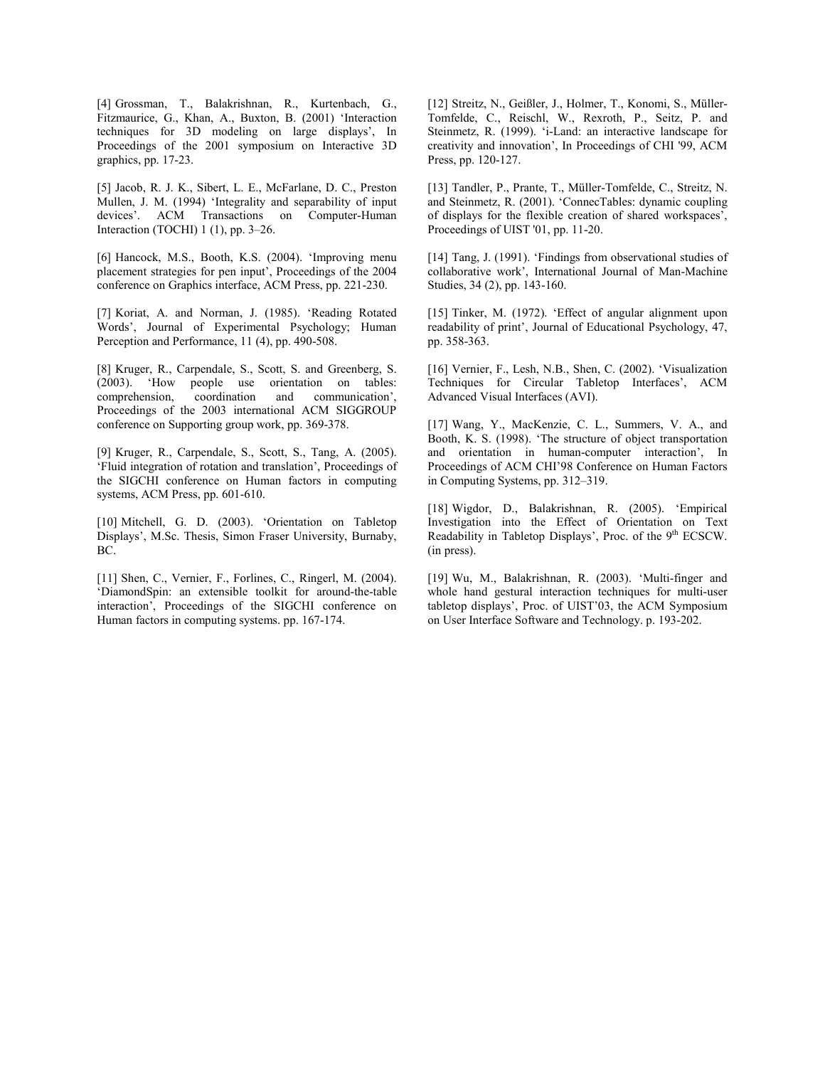[4] Grossman, T., Balakrishnan, R., Kurtenbach, G., Fitzmaurice, G., Khan, A., Buxton, B. (2001) 'Interaction techniques for 3D modeling on large displays', In Proceedings of the 2001 symposium on Interactive 3D graphics, pp. 17-23.

[5] Jacob, R. J. K., Sibert, L. E., McFarlane, D. C., Preston Mullen, J. M. (1994) 'Integrality and separability of input devices'. ACM Transactions on Computer-Human Interaction (TOCHI) 1 (1), pp. 3–26.

[6] Hancock, M.S., Booth, K.S. (2004). 'Improving menu placement strategies for pen input', Proceedings of the 2004 conference on Graphics interface, ACM Press, pp. 221-230.

[7] Koriat, A. and Norman, J. (1985). 'Reading Rotated Words', Journal of Experimental Psychology; Human Perception and Performance, 11 (4), pp. 490-508.

[8] Kruger, R., Carpendale, S., Scott, S. and Greenberg, S. (2003). 'How people use orientation on tables: comprehension, coordination and communication', Proceedings of the 2003 international ACM SIGGROUP conference on Supporting group work, pp. 369-378.

[9] Kruger, R., Carpendale, S., Scott, S., Tang, A. (2005). 'Fluid integration of rotation and translation', Proceedings of the SIGCHI conference on Human factors in computing systems, ACM Press, pp. 601-610.

[10] Mitchell, G. D. (2003). 'Orientation on Tabletop Displays', M.Sc. Thesis, Simon Fraser University, Burnaby, BC.

[11] Shen, C., Vernier, F., Forlines, C., Ringerl, M. (2004). 'DiamondSpin: an extensible toolkit for around-the-table interaction', Proceedings of the SIGCHI conference on Human factors in computing systems. pp. 167-174.

[12] Streitz, N., Geißler, J., Holmer, T., Konomi, S., Müller-Tomfelde, C., Reischl, W., Rexroth, P., Seitz, P. and Steinmetz, R. (1999). 'i-Land: an interactive landscape for creativity and innovation', In Proceedings of CHI '99, ACM Press, pp. 120-127.

[13] Tandler, P., Prante, T., Müller-Tomfelde, C., Streitz, N. and Steinmetz, R. (2001). 'ConnecTables: dynamic coupling of displays for the flexible creation of shared workspaces', Proceedings of UIST '01, pp. 11-20.

[14] Tang, J. (1991). 'Findings from observational studies of collaborative work', International Journal of Man-Machine Studies, 34 (2), pp. 143-160.

[15] Tinker, M. (1972). 'Effect of angular alignment upon readability of print', Journal of Educational Psychology, 47, pp. 358-363.

[16] Vernier, F., Lesh, N.B., Shen, C. (2002). 'Visualization Techniques for Circular Tabletop Interfaces', ACM Advanced Visual Interfaces (AVI).

[17] Wang, Y., MacKenzie, C. L., Summers, V. A., and Booth, K. S. (1998). 'The structure of object transportation and orientation in human-computer interaction', In Proceedings of ACM CHI'98 Conference on Human Factors in Computing Systems, pp. 312–319.

[18] Wigdor, D., Balakrishnan, R. (2005). 'Empirical Investigation into the Effect of Orientation on Text Readability in Tabletop Displays', Proc. of the 9th ECSCW. (in press).

[19] Wu, M., Balakrishnan, R. (2003). 'Multi-finger and whole hand gestural interaction techniques for multi-user tabletop displays', Proc. of UIST'03, the ACM Symposium on User Interface Software and Technology. p. 193-202.